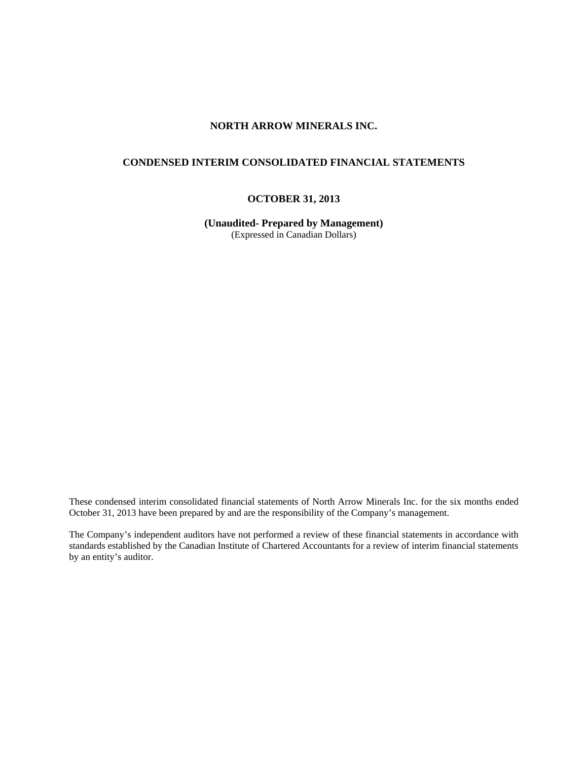# NORTH ARROW MINERALS INC.

## CONDENSED INTERIM CONSOLIDATED FINANCIAL STATEMENTS

### OCTOBER 31, 2013

**(Unaudited- Prepared by Management)**
(Expressed in Canadian Dollars)

These condensed interim consolidated financial statements of North Arrow Minerals Inc. for the six months ended October 31, 2013 have been prepared by and are the responsibility of the Company's management.

The Company's independent auditors have not performed a review of these financial statements in accordance with standards established by the Canadian Institute of Chartered Accountants for a review of interim financial statements by an entity's auditor.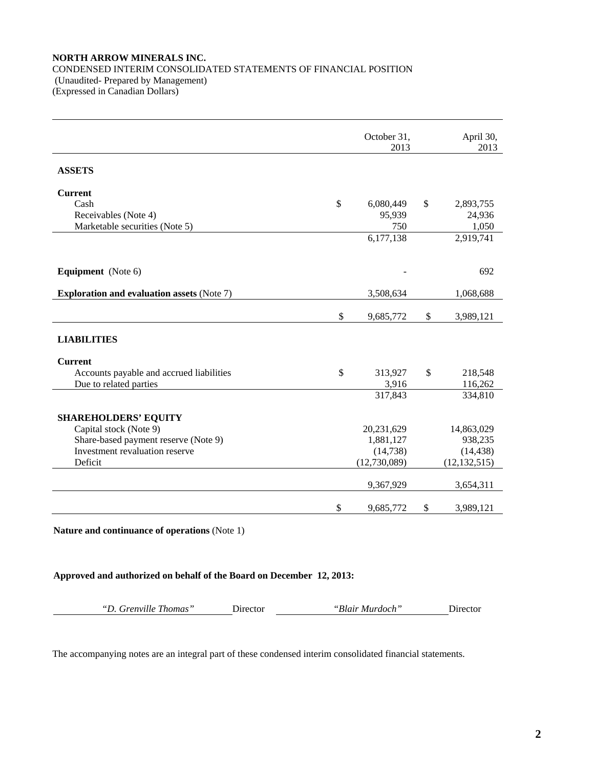**NORTH ARROW MINERALS INC.**
CONDENSED INTERIM CONSOLIDATED STATEMENTS OF FINANCIAL POSITION
(Unaudited- Prepared by Management)
(Expressed in Canadian Dollars)

| | October 31, 2013 | April 30, 2013 |
|---|---|---|
| **ASSETS** | | |
| **Current** | | |
| Cash | $ 6,080,449 | $ 2,893,755 |
| Receivables (Note 4) | 95,939 | 24,936 |
| Marketable securities (Note 5) | 750 | 1,050 |
| | 6,177,138 | 2,919,741 |
| **Equipment** (Note 6) | - | 692 |
| **Exploration and evaluation assets** (Note 7) | 3,508,634 | 1,068,688 |
| | $ 9,685,772 | $ 3,989,121 |
| **LIABILITIES** | | |
| **Current** | | |
| Accounts payable and accrued liabilities | $ 313,927 | $ 218,548 |
| Due to related parties | 3,916 | 116,262 |
| | 317,843 | 334,810 |
| **SHAREHOLDERS' EQUITY** | | |
| Capital stock (Note 9) | 20,231,629 | 14,863,029 |
| Share-based payment reserve (Note 9) | 1,881,127 | 938,235 |
| Investment revaluation reserve | (14,738) | (14,438) |
| Deficit | (12,730,089) | (12,132,515) |
| | 9,367,929 | 3,654,311 |
| | $ 9,685,772 | $ 3,989,121 |

**Nature and continuance of operations** (Note 1)

**Approved and authorized on behalf of the Board on December 12, 2013:**

*"D. Grenville Thomas"* Director *"Blair Murdoch"* Director

The accompanying notes are an integral part of these condensed interim consolidated financial statements.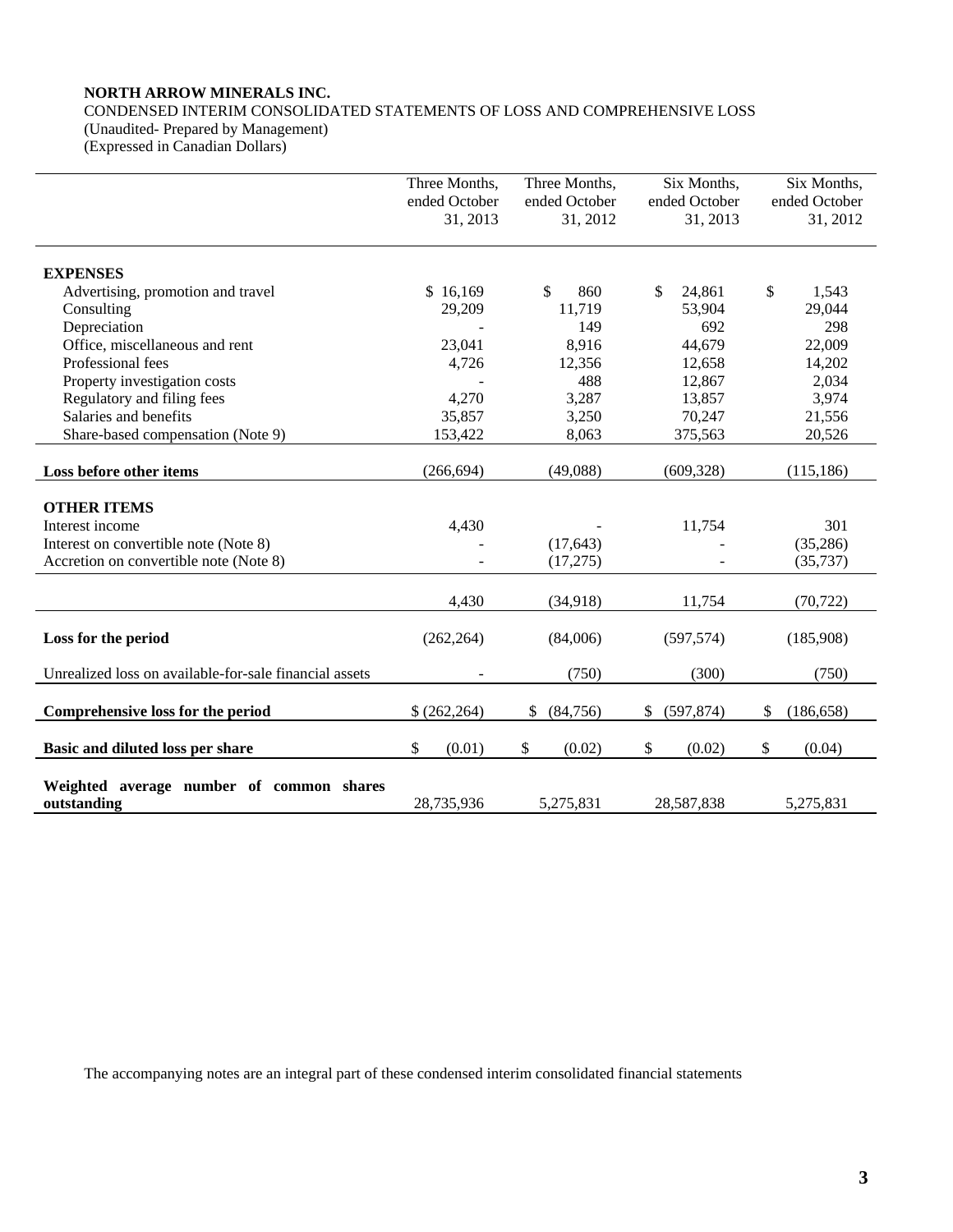**NORTH ARROW MINERALS INC.**

CONDENSED INTERIM CONSOLIDATED STATEMENTS OF LOSS AND COMPREHENSIVE LOSS
(Unaudited- Prepared by Management)
(Expressed in Canadian Dollars)

| | Three Months, ended October 31, 2013 | Three Months, ended October 31, 2012 | Six Months, ended October 31, 2013 | Six Months, ended October 31, 2012 |
|---|---|---|---|---|
| **EXPENSES** | | | | |
| Advertising, promotion and travel | $ 16,169 | $ 860 | $ 24,861 | $ 1,543 |
| Consulting | 29,209 | 11,719 | 53,904 | 29,044 |
| Depreciation | - | 149 | 692 | 298 |
| Office, miscellaneous and rent | 23,041 | 8,916 | 44,679 | 22,009 |
| Professional fees | 4,726 | 12,356 | 12,658 | 14,202 |
| Property investigation costs | - | 488 | 12,867 | 2,034 |
| Regulatory and filing fees | 4,270 | 3,287 | 13,857 | 3,974 |
| Salaries and benefits | 35,857 | 3,250 | 70,247 | 21,556 |
| Share-based compensation (Note 9) | 153,422 | 8,063 | 375,563 | 20,526 |
| **Loss before other items** | (266,694) | (49,088) | (609,328) | (115,186) |
| **OTHER ITEMS** | | | | |
| Interest income | 4,430 | - | 11,754 | 301 |
| Interest on convertible note (Note 8) | - | (17,643) | - | (35,286) |
| Accretion on convertible note (Note 8) | - | (17,275) | - | (35,737) |
| | 4,430 | (34,918) | 11,754 | (70,722) |
| **Loss for the period** | (262,264) | (84,006) | (597,574) | (185,908) |
| Unrealized loss on available-for-sale financial assets | - | (750) | (300) | (750) |
| **Comprehensive loss for the period** | $ (262,264) | $ (84,756) | $ (597,874) | $ (186,658) |
| **Basic and diluted loss per share** | $ (0.01) | $ (0.02) | $ (0.02) | $ (0.04) |
| **Weighted average number of common shares outstanding** | 28,735,936 | 5,275,831 | 28,587,838 | 5,275,831 |

The accompanying notes are an integral part of these condensed interim consolidated financial statements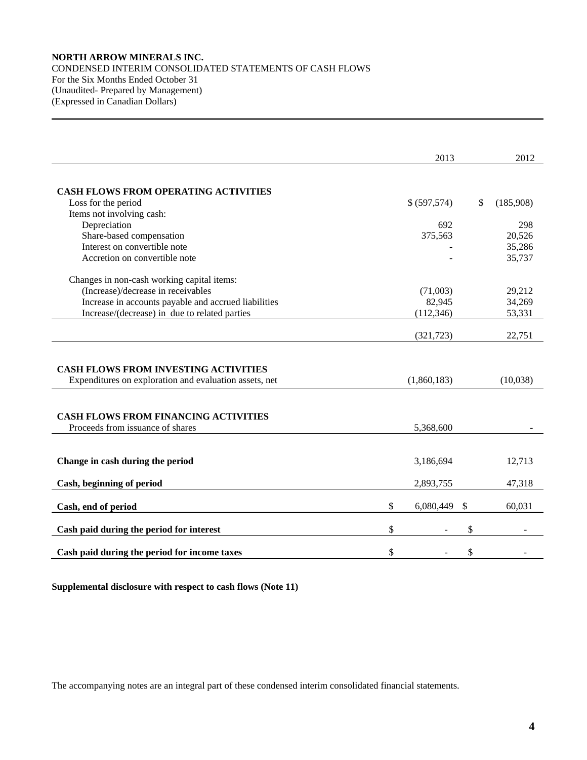**NORTH ARROW MINERALS INC.**
CONDENSED INTERIM CONSOLIDATED STATEMENTS OF CASH FLOWS
For the Six Months Ended October 31
(Unaudited- Prepared by Management)
(Expressed in Canadian Dollars)

| | 2013 | 2012 |
|---|---|---|
| **CASH FLOWS FROM OPERATING ACTIVITIES** | | |
| Loss for the period | $ (597,574) | $ (185,908) |
| Items not involving cash: | | |
| Depreciation | 692 | 298 |
| Share-based compensation | 375,563 | 20,526 |
| Interest on convertible note | - | 35,286 |
| Accretion on convertible note | - | 35,737 |
| Changes in non-cash working capital items: | | |
| (Increase)/decrease in receivables | (71,003) | 29,212 |
| Increase in accounts payable and accrued liabilities | 82,945 | 34,269 |
| Increase/(decrease) in due to related parties | (112,346) | 53,331 |
| | (321,723) | 22,751 |
| **CASH FLOWS FROM INVESTING ACTIVITIES** | | |
| Expenditures on exploration and evaluation assets, net | (1,860,183) | (10,038) |
| **CASH FLOWS FROM FINANCING ACTIVITIES** | | |
| Proceeds from issuance of shares | 5,368,600 | - |
| **Change in cash during the period** | 3,186,694 | 12,713 |
| **Cash, beginning of period** | 2,893,755 | 47,318 |
| **Cash, end of period** | $ 6,080,449 | $ 60,031 |
| **Cash paid during the period for interest** | $ - | $ - |
| **Cash paid during the period for income taxes** | $ - | $ - |

**Supplemental disclosure with respect to cash flows (Note 11)**

The accompanying notes are an integral part of these condensed interim consolidated financial statements.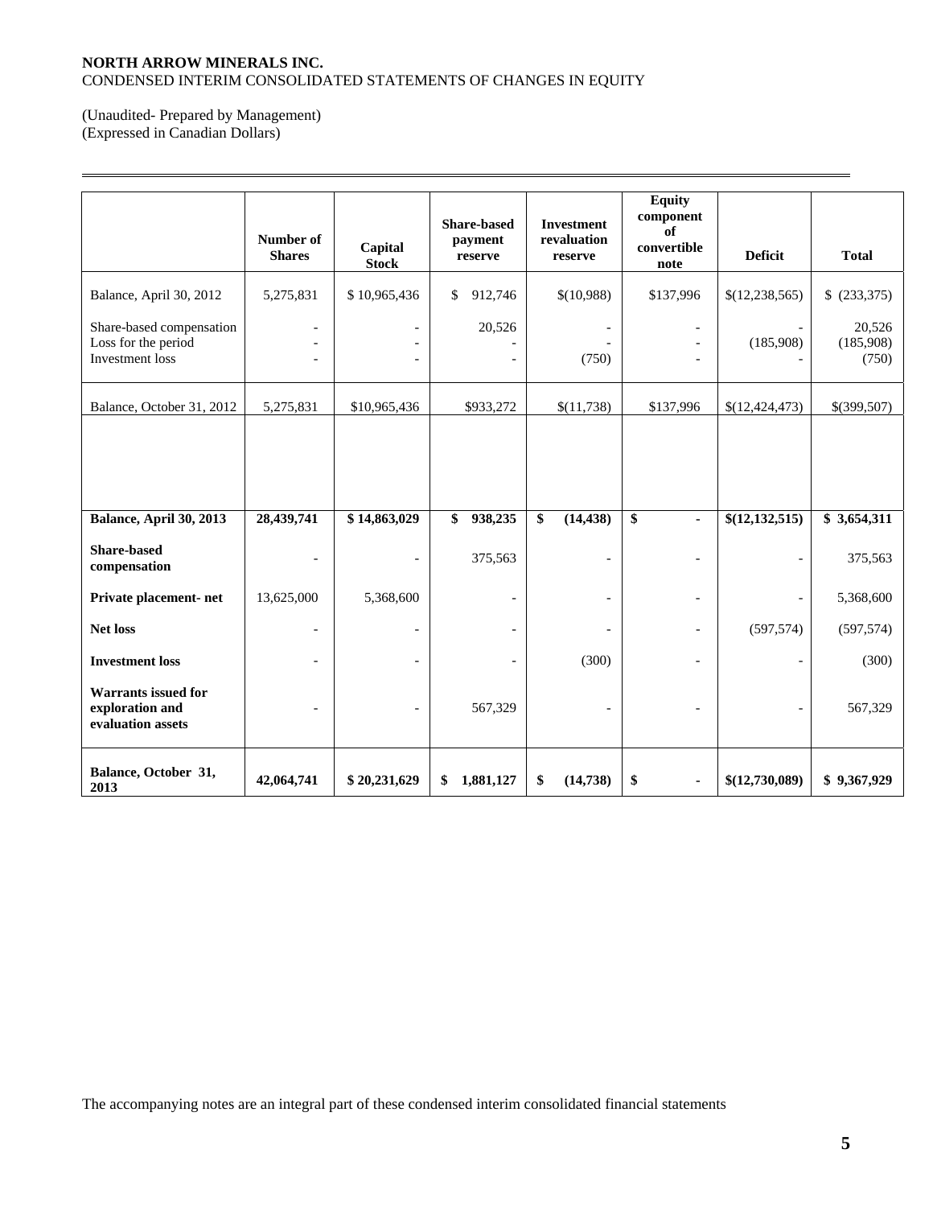**NORTH ARROW MINERALS INC.**
CONDENSED INTERIM CONSOLIDATED STATEMENTS OF CHANGES IN EQUITY

(Unaudited- Prepared by Management)
(Expressed in Canadian Dollars)

| | Number of Shares | Capital Stock | Share-based payment reserve | Investment revaluation reserve | Equity component of convertible note | Deficit | Total |
|---|---|---|---|---|---|---|---|
| Balance, April 30, 2012 | 5,275,831 | $ 10,965,436 | $ 912,746 | $(10,988) | $137,996 | $(12,238,565) | $ (233,375) |
| Share-based compensation | - | - | 20,526 | - | - | - | 20,526 |
| Loss for the period | - | - | - | - | - | (185,908) | (185,908) |
| Investment loss | - | - | - | (750) | - | - | (750) |
| Balance, October 31, 2012 | 5,275,831 | $10,965,436 | $933,272 | $(11,738) | $137,996 | $(12,424,473) | $(399,507) |
| | | | | | | | |
| **Balance, April 30, 2013** | **28,439,741** | **$ 14,863,029** | **$ 938,235** | **$ (14,438)** | **$ -** | **$(12,132,515)** | **$ 3,654,311** |
| **Share-based compensation** | - | - | 375,563 | - | - | - | 375,563 |
| **Private placement- net** | 13,625,000 | 5,368,600 | - | - | - | - | 5,368,600 |
| **Net loss** | - | - | - | - | - | (597,574) | (597,574) |
| **Investment loss** | - | - | - | (300) | - | - | (300) |
| **Warrants issued for exploration and evaluation assets** | - | - | 567,329 | - | - | - | 567,329 |
| **Balance, October 31, 2013** | **42,064,741** | **$ 20,231,629** | **$ 1,881,127** | **$ (14,738)** | **$ -** | **$(12,730,089)** | **$ 9,367,929** |

The accompanying notes are an integral part of these condensed interim consolidated financial statements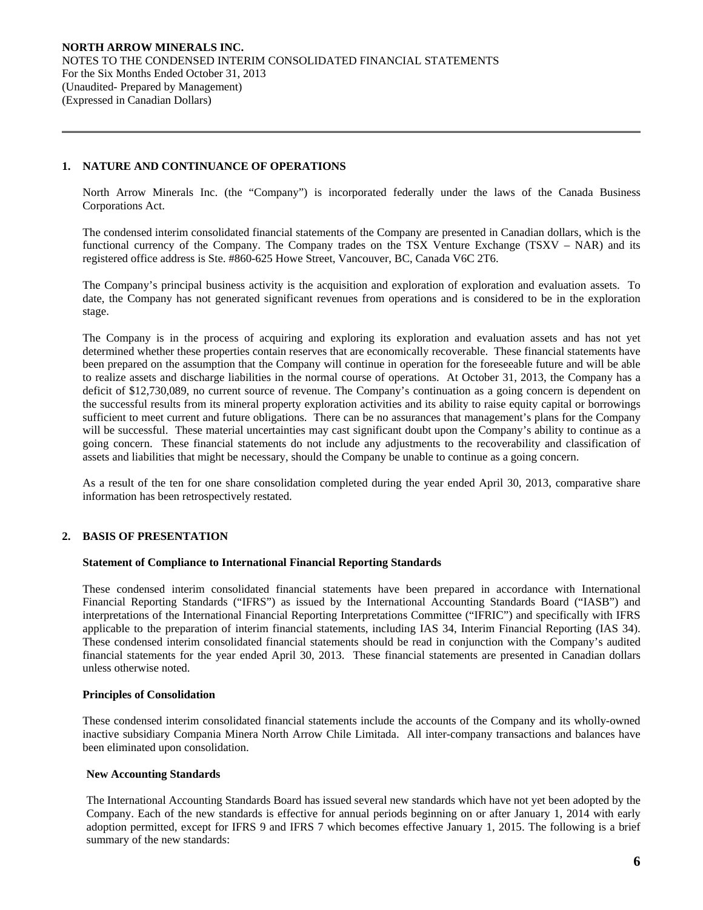## 1. NATURE AND CONTINUANCE OF OPERATIONS

North Arrow Minerals Inc. (the "Company") is incorporated federally under the laws of the Canada Business Corporations Act.

The condensed interim consolidated financial statements of the Company are presented in Canadian dollars, which is the functional currency of the Company. The Company trades on the TSX Venture Exchange (TSXV – NAR) and its registered office address is Ste. #860-625 Howe Street, Vancouver, BC, Canada V6C 2T6.

The Company's principal business activity is the acquisition and exploration of exploration and evaluation assets. To date, the Company has not generated significant revenues from operations and is considered to be in the exploration stage.

The Company is in the process of acquiring and exploring its exploration and evaluation assets and has not yet determined whether these properties contain reserves that are economically recoverable. These financial statements have been prepared on the assumption that the Company will continue in operation for the foreseeable future and will be able to realize assets and discharge liabilities in the normal course of operations. At October 31, 2013, the Company has a deficit of $12,730,089, no current source of revenue. The Company's continuation as a going concern is dependent on the successful results from its mineral property exploration activities and its ability to raise equity capital or borrowings sufficient to meet current and future obligations. There can be no assurances that management's plans for the Company will be successful. These material uncertainties may cast significant doubt upon the Company's ability to continue as a going concern. These financial statements do not include any adjustments to the recoverability and classification of assets and liabilities that might be necessary, should the Company be unable to continue as a going concern.

As a result of the ten for one share consolidation completed during the year ended April 30, 2013, comparative share information has been retrospectively restated.

## 2. BASIS OF PRESENTATION

### Statement of Compliance to International Financial Reporting Standards

These condensed interim consolidated financial statements have been prepared in accordance with International Financial Reporting Standards ("IFRS") as issued by the International Accounting Standards Board ("IASB") and interpretations of the International Financial Reporting Interpretations Committee ("IFRIC") and specifically with IFRS applicable to the preparation of interim financial statements, including IAS 34, Interim Financial Reporting (IAS 34). These condensed interim consolidated financial statements should be read in conjunction with the Company's audited financial statements for the year ended April 30, 2013. These financial statements are presented in Canadian dollars unless otherwise noted.

### Principles of Consolidation

These condensed interim consolidated financial statements include the accounts of the Company and its wholly-owned inactive subsidiary Compania Minera North Arrow Chile Limitada. All inter-company transactions and balances have been eliminated upon consolidation.

### New Accounting Standards

The International Accounting Standards Board has issued several new standards which have not yet been adopted by the Company. Each of the new standards is effective for annual periods beginning on or after January 1, 2014 with early adoption permitted, except for IFRS 9 and IFRS 7 which becomes effective January 1, 2015. The following is a brief summary of the new standards: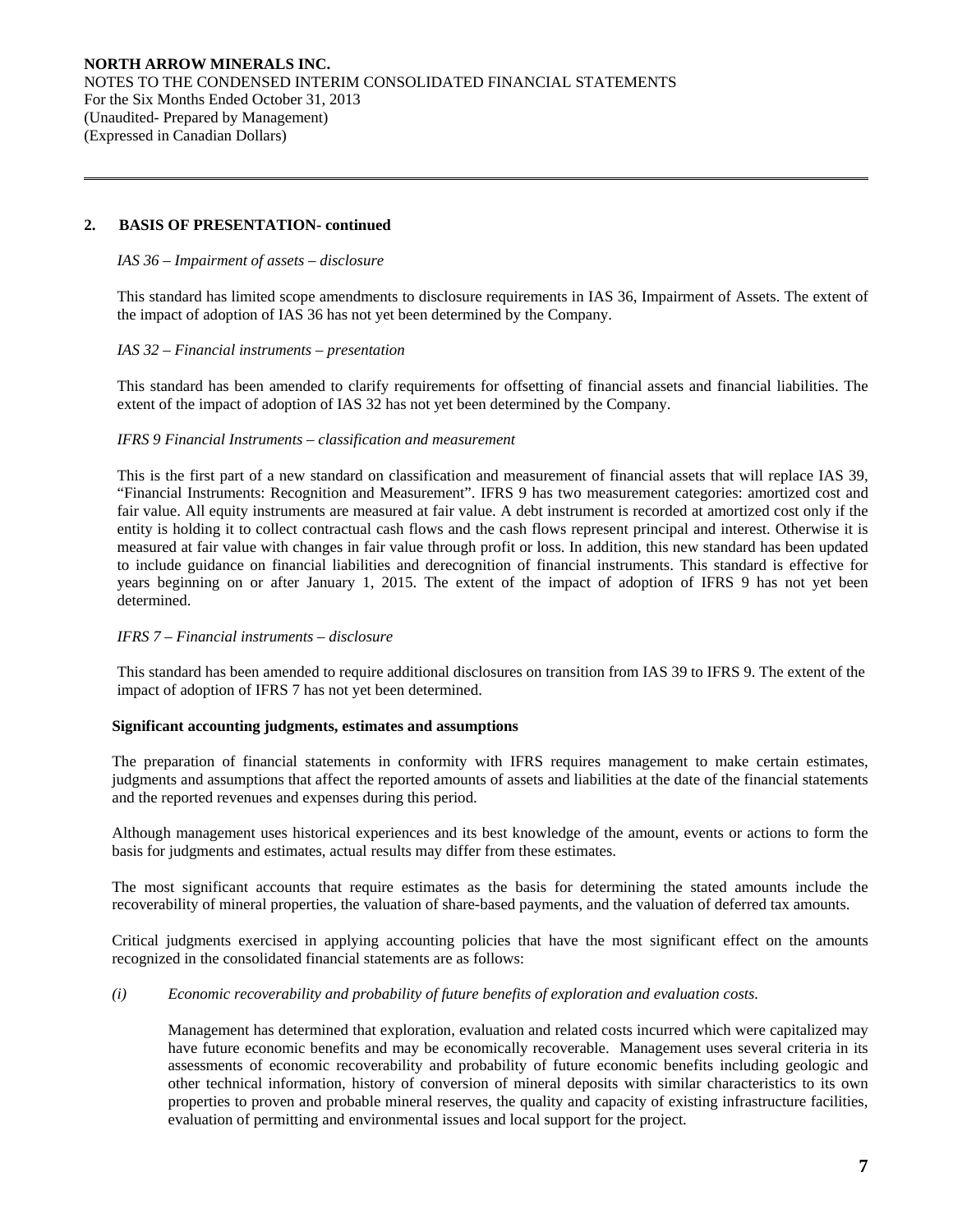## 2. BASIS OF PRESENTATION- continued

*IAS 36 – Impairment of assets – disclosure*

This standard has limited scope amendments to disclosure requirements in IAS 36, Impairment of Assets. The extent of the impact of adoption of IAS 36 has not yet been determined by the Company.

*IAS 32 – Financial instruments – presentation*

This standard has been amended to clarify requirements for offsetting of financial assets and financial liabilities. The extent of the impact of adoption of IAS 32 has not yet been determined by the Company.

*IFRS 9 Financial Instruments – classification and measurement*

This is the first part of a new standard on classification and measurement of financial assets that will replace IAS 39, "Financial Instruments: Recognition and Measurement". IFRS 9 has two measurement categories: amortized cost and fair value. All equity instruments are measured at fair value. A debt instrument is recorded at amortized cost only if the entity is holding it to collect contractual cash flows and the cash flows represent principal and interest. Otherwise it is measured at fair value with changes in fair value through profit or loss. In addition, this new standard has been updated to include guidance on financial liabilities and derecognition of financial instruments. This standard is effective for years beginning on or after January 1, 2015. The extent of the impact of adoption of IFRS 9 has not yet been determined.

*IFRS 7 – Financial instruments – disclosure*

This standard has been amended to require additional disclosures on transition from IAS 39 to IFRS 9. The extent of the impact of adoption of IFRS 7 has not yet been determined.

**Significant accounting judgments, estimates and assumptions**

The preparation of financial statements in conformity with IFRS requires management to make certain estimates, judgments and assumptions that affect the reported amounts of assets and liabilities at the date of the financial statements and the reported revenues and expenses during this period.

Although management uses historical experiences and its best knowledge of the amount, events or actions to form the basis for judgments and estimates, actual results may differ from these estimates.

The most significant accounts that require estimates as the basis for determining the stated amounts include the recoverability of mineral properties, the valuation of share-based payments, and the valuation of deferred tax amounts.

Critical judgments exercised in applying accounting policies that have the most significant effect on the amounts recognized in the consolidated financial statements are as follows:

*(i) Economic recoverability and probability of future benefits of exploration and evaluation costs.*

Management has determined that exploration, evaluation and related costs incurred which were capitalized may have future economic benefits and may be economically recoverable. Management uses several criteria in its assessments of economic recoverability and probability of future economic benefits including geologic and other technical information, history of conversion of mineral deposits with similar characteristics to its own properties to proven and probable mineral reserves, the quality and capacity of existing infrastructure facilities, evaluation of permitting and environmental issues and local support for the project.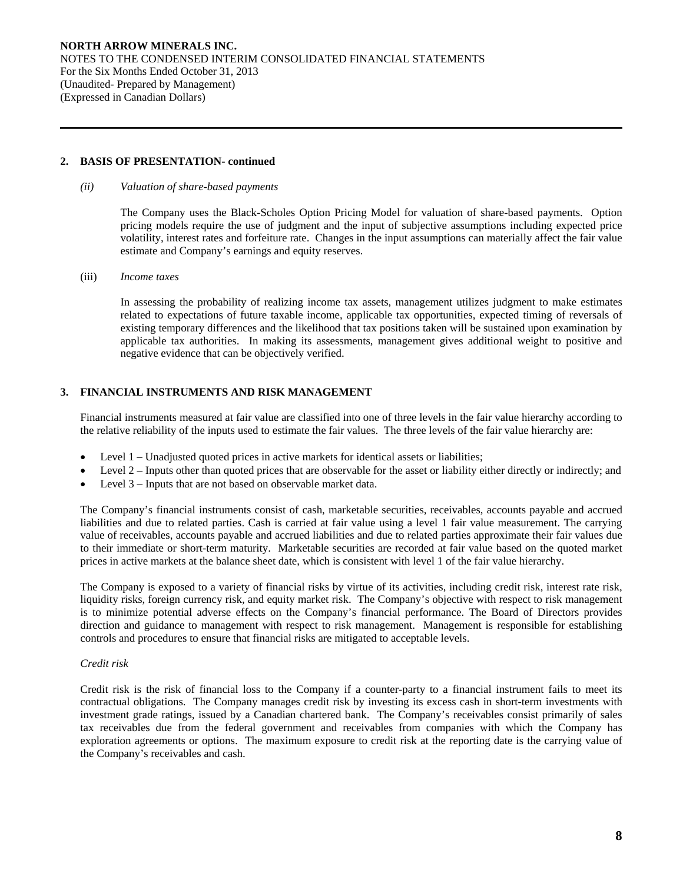## 2. BASIS OF PRESENTATION- continued

*(ii) Valuation of share-based payments*

The Company uses the Black-Scholes Option Pricing Model for valuation of share-based payments. Option pricing models require the use of judgment and the input of subjective assumptions including expected price volatility, interest rates and forfeiture rate. Changes in the input assumptions can materially affect the fair value estimate and Company's earnings and equity reserves.

(iii) *Income taxes*

In assessing the probability of realizing income tax assets, management utilizes judgment to make estimates related to expectations of future taxable income, applicable tax opportunities, expected timing of reversals of existing temporary differences and the likelihood that tax positions taken will be sustained upon examination by applicable tax authorities. In making its assessments, management gives additional weight to positive and negative evidence that can be objectively verified.

## 3. FINANCIAL INSTRUMENTS AND RISK MANAGEMENT

Financial instruments measured at fair value are classified into one of three levels in the fair value hierarchy according to the relative reliability of the inputs used to estimate the fair values. The three levels of the fair value hierarchy are:

- Level 1 – Unadjusted quoted prices in active markets for identical assets or liabilities;
- Level 2 – Inputs other than quoted prices that are observable for the asset or liability either directly or indirectly; and
- Level 3 – Inputs that are not based on observable market data.

The Company's financial instruments consist of cash, marketable securities, receivables, accounts payable and accrued liabilities and due to related parties. Cash is carried at fair value using a level 1 fair value measurement. The carrying value of receivables, accounts payable and accrued liabilities and due to related parties approximate their fair values due to their immediate or short-term maturity. Marketable securities are recorded at fair value based on the quoted market prices in active markets at the balance sheet date, which is consistent with level 1 of the fair value hierarchy.

The Company is exposed to a variety of financial risks by virtue of its activities, including credit risk, interest rate risk, liquidity risks, foreign currency risk, and equity market risk. The Company's objective with respect to risk management is to minimize potential adverse effects on the Company's financial performance. The Board of Directors provides direction and guidance to management with respect to risk management. Management is responsible for establishing controls and procedures to ensure that financial risks are mitigated to acceptable levels.

*Credit risk*

Credit risk is the risk of financial loss to the Company if a counter-party to a financial instrument fails to meet its contractual obligations. The Company manages credit risk by investing its excess cash in short-term investments with investment grade ratings, issued by a Canadian chartered bank. The Company's receivables consist primarily of sales tax receivables due from the federal government and receivables from companies with which the Company has exploration agreements or options. The maximum exposure to credit risk at the reporting date is the carrying value of the Company's receivables and cash.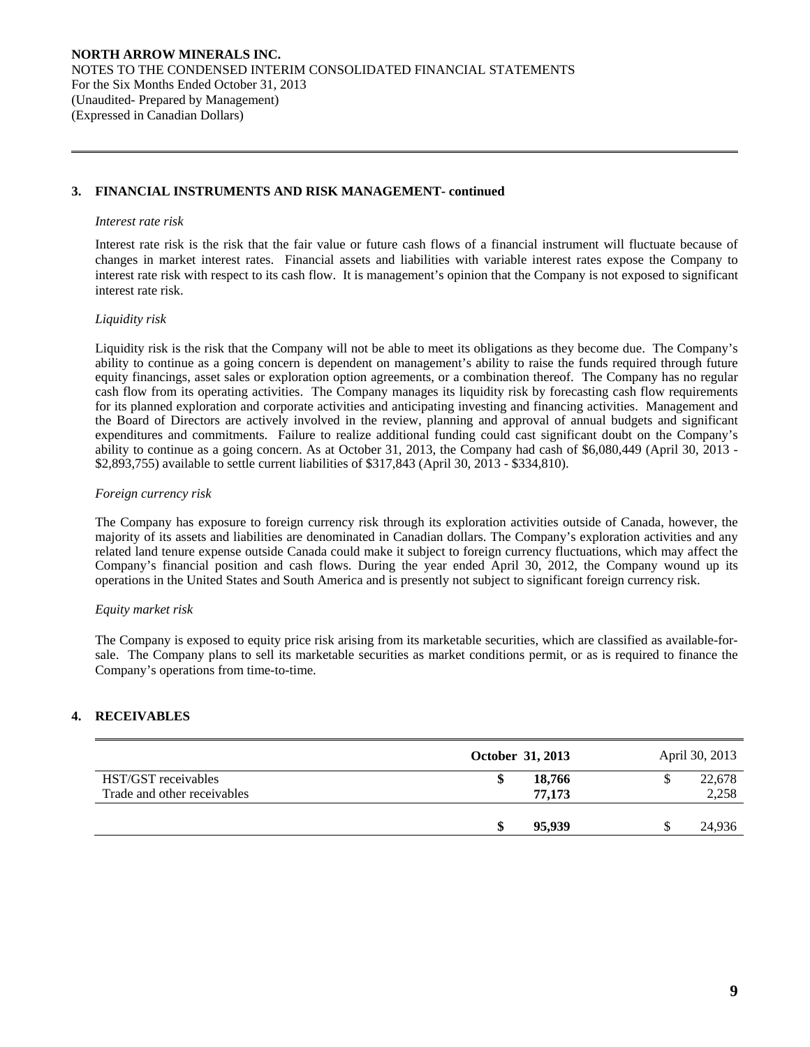## 3. FINANCIAL INSTRUMENTS AND RISK MANAGEMENT- continued

*Interest rate risk*

Interest rate risk is the risk that the fair value or future cash flows of a financial instrument will fluctuate because of changes in market interest rates. Financial assets and liabilities with variable interest rates expose the Company to interest rate risk with respect to its cash flow. It is management's opinion that the Company is not exposed to significant interest rate risk.

*Liquidity risk*

Liquidity risk is the risk that the Company will not be able to meet its obligations as they become due. The Company's ability to continue as a going concern is dependent on management's ability to raise the funds required through future equity financings, asset sales or exploration option agreements, or a combination thereof. The Company has no regular cash flow from its operating activities. The Company manages its liquidity risk by forecasting cash flow requirements for its planned exploration and corporate activities and anticipating investing and financing activities. Management and the Board of Directors are actively involved in the review, planning and approval of annual budgets and significant expenditures and commitments. Failure to realize additional funding could cast significant doubt on the Company's ability to continue as a going concern. As at October 31, 2013, the Company had cash of $6,080,449 (April 30, 2013 - $2,893,755) available to settle current liabilities of $317,843 (April 30, 2013 - $334,810).

*Foreign currency risk*

The Company has exposure to foreign currency risk through its exploration activities outside of Canada, however, the majority of its assets and liabilities are denominated in Canadian dollars. The Company's exploration activities and any related land tenure expense outside Canada could make it subject to foreign currency fluctuations, which may affect the Company's financial position and cash flows. During the year ended April 30, 2012, the Company wound up its operations in the United States and South America and is presently not subject to significant foreign currency risk.

*Equity market risk*

The Company is exposed to equity price risk arising from its marketable securities, which are classified as available-for-sale. The Company plans to sell its marketable securities as market conditions permit, or as is required to finance the Company's operations from time-to-time.

## 4. RECEIVABLES

| | **October 31, 2013** | April 30, 2013 |
|---|---|---|
| HST/GST receivables | **$ 18,766** | $ 22,678 |
| Trade and other receivables | **77,173** | 2,258 |
| | **$ 95,939** | $ 24,936 |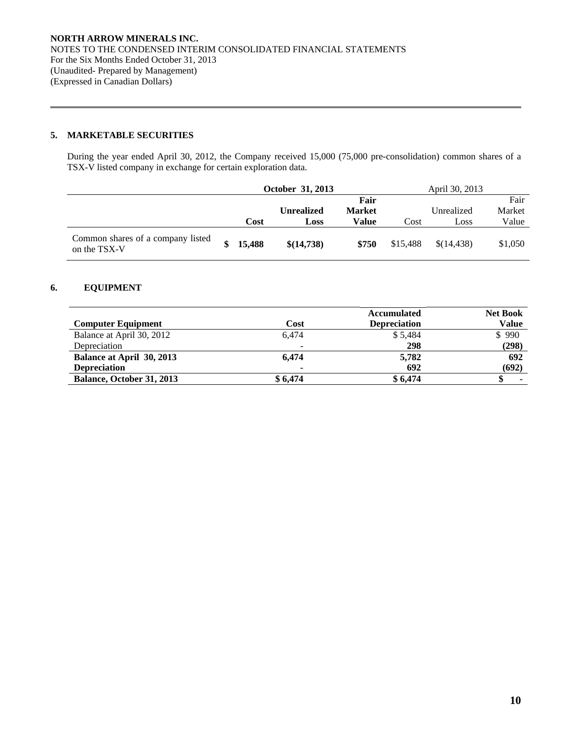**NORTH ARROW MINERALS INC.**
NOTES TO THE CONDENSED INTERIM CONSOLIDATED FINANCIAL STATEMENTS
For the Six Months Ended October 31, 2013
(Unaudited- Prepared by Management)
(Expressed in Canadian Dollars)

## 5. MARKETABLE SECURITIES

During the year ended April 30, 2012, the Company received 15,000 (75,000 pre-consolidation) common shares of a TSX-V listed company in exchange for certain exploration data.

| | **October 31, 2013** | | | April 30, 2013 | | |
|---|---|---|---|---|---|---|
| | **Cost** | **Unrealized Loss** | **Fair Market Value** | Cost | Unrealized Loss | Fair Market Value |
| Common shares of a company listed on the TSX-V | **$ 15,488** | **$(14,738)** | **$750** | $15,488 | $(14,438) | $1,050 |

## 6. EQUIPMENT

| **Computer Equipment** | **Cost** | **Accumulated Depreciation** | **Net Book Value** |
|---|---|---|---|
| Balance at April 30, 2012 | 6,474 | $ 5,484 | $ 990 |
| Depreciation | - | **298** | **(298)** |
| **Balance at April 30, 2013** | **6,474** | **5,782** | **692** |
| **Depreciation** | **-** | **692** | **(692)** |
| **Balance, October 31, 2013** | **$ 6,474** | **$ 6,474** | **$ -** |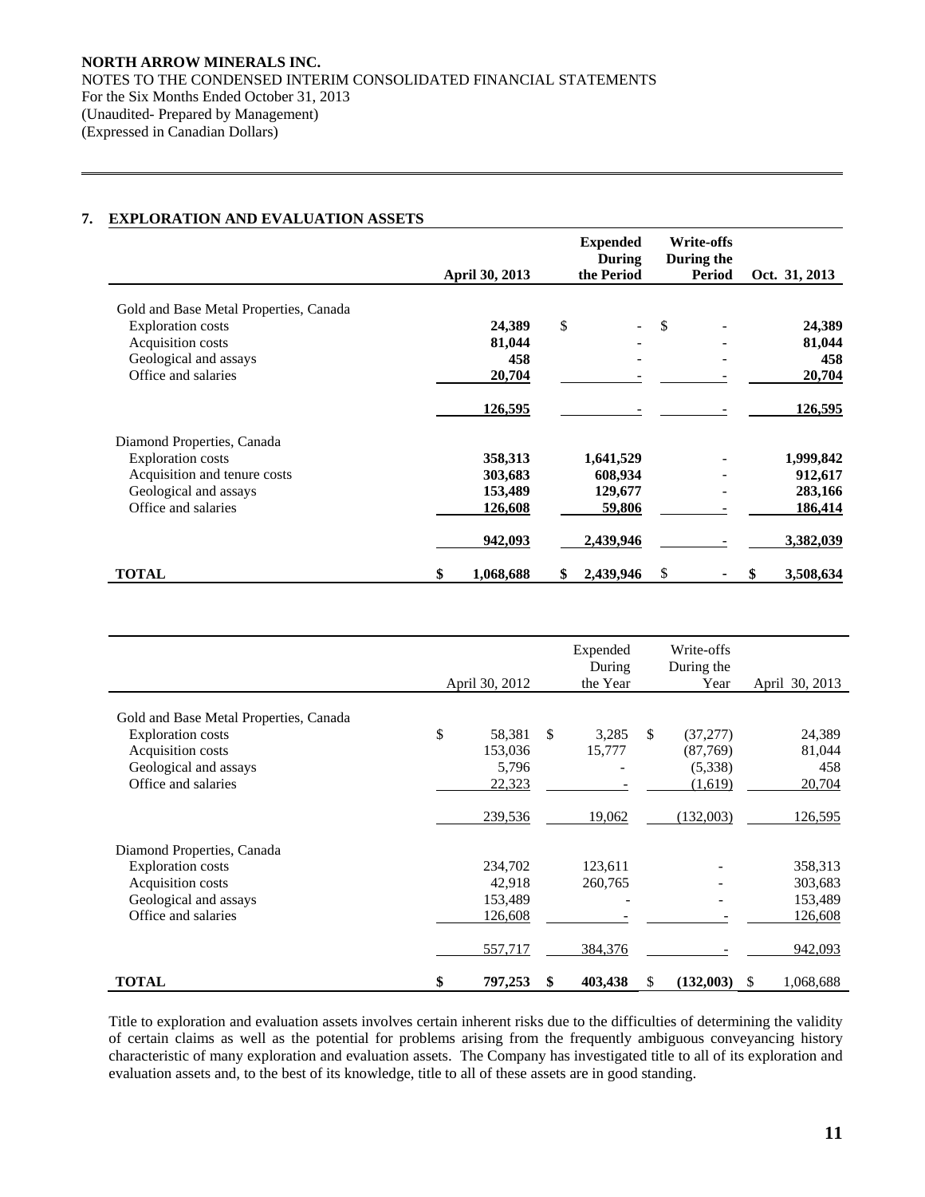## 7. EXPLORATION AND EVALUATION ASSETS

| | April 30, 2013 | Expended During the Period | Write-offs During the Period | Oct. 31, 2013 |
|---|---|---|---|---|
| Gold and Base Metal Properties, Canada | | | | |
| Exploration costs | **24,389** | $ - | $ - | **24,389** |
| Acquisition costs | **81,044** | - | - | **81,044** |
| Geological and assays | **458** | - | - | **458** |
| Office and salaries | **20,704** | - | - | **20,704** |
| | **126,595** | - | - | **126,595** |
| Diamond Properties, Canada | | | | |
| Exploration costs | **358,313** | **1,641,529** | - | **1,999,842** |
| Acquisition and tenure costs | **303,683** | **608,934** | - | **912,617** |
| Geological and assays | **153,489** | **129,677** | - | **283,166** |
| Office and salaries | **126,608** | **59,806** | - | **186,414** |
| | **942,093** | **2,439,946** | - | **3,382,039** |
| **TOTAL** | **$ 1,068,688** | **$ 2,439,946** | $ - | **$ 3,508,634** |

| | April 30, 2012 | Expended During the Year | Write-offs During the Year | April 30, 2013 |
|---|---|---|---|---|
| Gold and Base Metal Properties, Canada | | | | |
| Exploration costs | $ 58,381 | $ 3,285 | $ (37,277) | 24,389 |
| Acquisition costs | 153,036 | 15,777 | (87,769) | 81,044 |
| Geological and assays | 5,796 | - | (5,338) | 458 |
| Office and salaries | 22,323 | - | (1,619) | 20,704 |
| | 239,536 | 19,062 | (132,003) | 126,595 |
| Diamond Properties, Canada | | | | |
| Exploration costs | 234,702 | 123,611 | - | 358,313 |
| Acquisition costs | 42,918 | 260,765 | - | 303,683 |
| Geological and assays | 153,489 | - | - | 153,489 |
| Office and salaries | 126,608 | - | - | 126,608 |
| | 557,717 | 384,376 | - | 942,093 |
| **TOTAL** | **$ 797,253** | **$ 403,438** | **$ (132,003)** | $ 1,068,688 |

Title to exploration and evaluation assets involves certain inherent risks due to the difficulties of determining the validity of certain claims as well as the potential for problems arising from the frequently ambiguous conveyancing history characteristic of many exploration and evaluation assets. The Company has investigated title to all of its exploration and evaluation assets and, to the best of its knowledge, title to all of these assets are in good standing.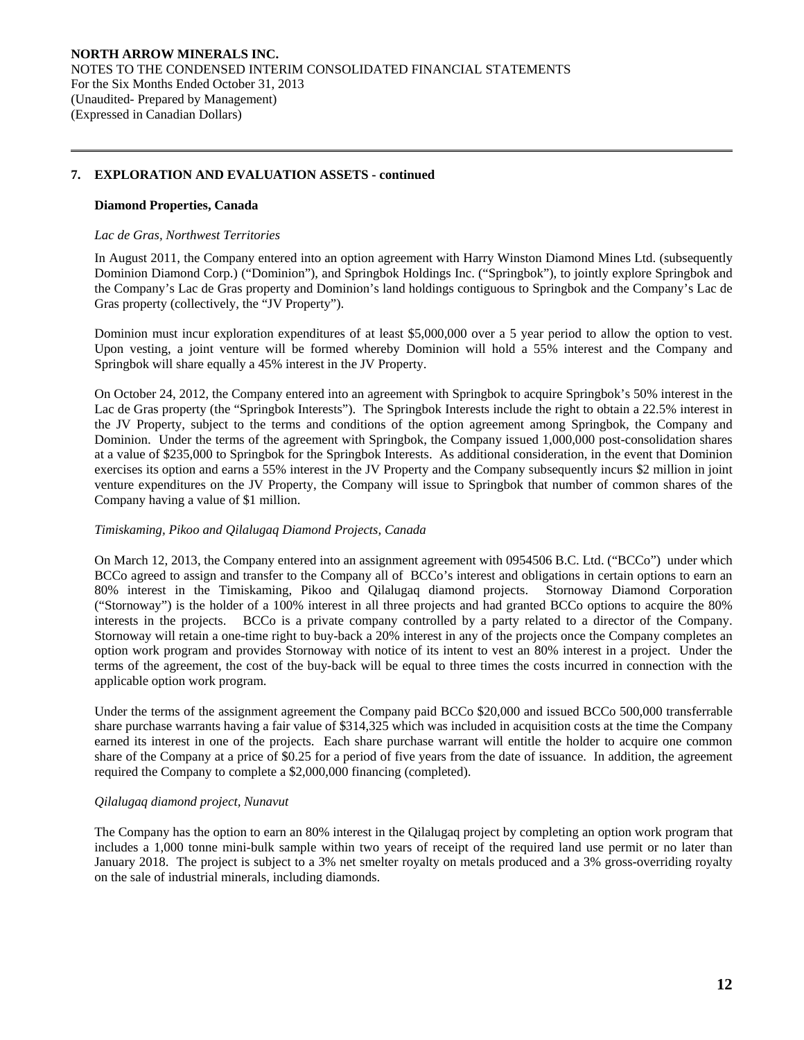## 7. EXPLORATION AND EVALUATION ASSETS - continued

### Diamond Properties, Canada

*Lac de Gras, Northwest Territories*

In August 2011, the Company entered into an option agreement with Harry Winston Diamond Mines Ltd. (subsequently Dominion Diamond Corp.) ("Dominion"), and Springbok Holdings Inc. ("Springbok"), to jointly explore Springbok and the Company's Lac de Gras property and Dominion's land holdings contiguous to Springbok and the Company's Lac de Gras property (collectively, the "JV Property").

Dominion must incur exploration expenditures of at least $5,000,000 over a 5 year period to allow the option to vest. Upon vesting, a joint venture will be formed whereby Dominion will hold a 55% interest and the Company and Springbok will share equally a 45% interest in the JV Property.

On October 24, 2012, the Company entered into an agreement with Springbok to acquire Springbok's 50% interest in the Lac de Gras property (the "Springbok Interests"). The Springbok Interests include the right to obtain a 22.5% interest in the JV Property, subject to the terms and conditions of the option agreement among Springbok, the Company and Dominion. Under the terms of the agreement with Springbok, the Company issued 1,000,000 post-consolidation shares at a value of $235,000 to Springbok for the Springbok Interests. As additional consideration, in the event that Dominion exercises its option and earns a 55% interest in the JV Property and the Company subsequently incurs $2 million in joint venture expenditures on the JV Property, the Company will issue to Springbok that number of common shares of the Company having a value of $1 million.

*Timiskaming, Pikoo and Qilalugaq Diamond Projects, Canada*

On March 12, 2013, the Company entered into an assignment agreement with 0954506 B.C. Ltd. ("BCCo") under which BCCo agreed to assign and transfer to the Company all of BCCo's interest and obligations in certain options to earn an 80% interest in the Timiskaming, Pikoo and Qilalugaq diamond projects. Stornoway Diamond Corporation ("Stornoway") is the holder of a 100% interest in all three projects and had granted BCCo options to acquire the 80% interests in the projects. BCCo is a private company controlled by a party related to a director of the Company. Stornoway will retain a one-time right to buy-back a 20% interest in any of the projects once the Company completes an option work program and provides Stornoway with notice of its intent to vest an 80% interest in a project. Under the terms of the agreement, the cost of the buy-back will be equal to three times the costs incurred in connection with the applicable option work program.

Under the terms of the assignment agreement the Company paid BCCo $20,000 and issued BCCo 500,000 transferrable share purchase warrants having a fair value of $314,325 which was included in acquisition costs at the time the Company earned its interest in one of the projects. Each share purchase warrant will entitle the holder to acquire one common share of the Company at a price of $0.25 for a period of five years from the date of issuance. In addition, the agreement required the Company to complete a $2,000,000 financing (completed).

*Qilalugaq diamond project, Nunavut*

The Company has the option to earn an 80% interest in the Qilalugaq project by completing an option work program that includes a 1,000 tonne mini-bulk sample within two years of receipt of the required land use permit or no later than January 2018. The project is subject to a 3% net smelter royalty on metals produced and a 3% gross-overriding royalty on the sale of industrial minerals, including diamonds.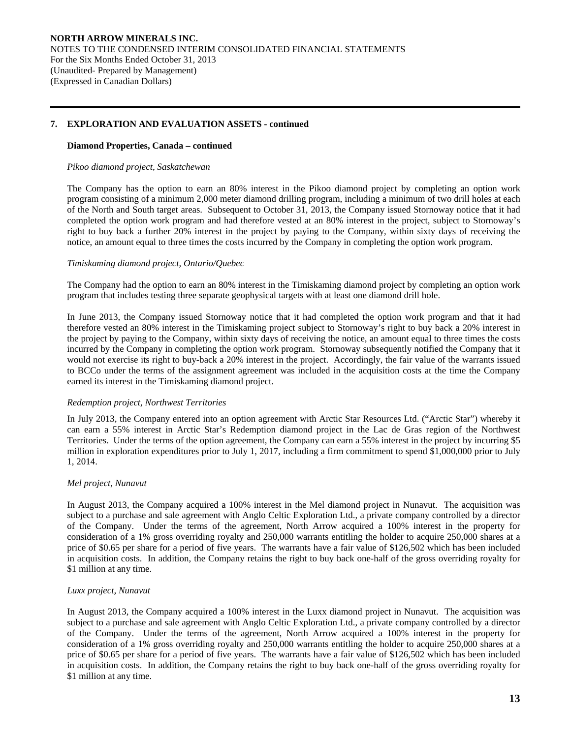## 7. EXPLORATION AND EVALUATION ASSETS - continued

### Diamond Properties, Canada – continued

*Pikoo diamond project, Saskatchewan*

The Company has the option to earn an 80% interest in the Pikoo diamond project by completing an option work program consisting of a minimum 2,000 meter diamond drilling program, including a minimum of two drill holes at each of the North and South target areas. Subsequent to October 31, 2013, the Company issued Stornoway notice that it had completed the option work program and had therefore vested at an 80% interest in the project, subject to Stornoway's right to buy back a further 20% interest in the project by paying to the Company, within sixty days of receiving the notice, an amount equal to three times the costs incurred by the Company in completing the option work program.

*Timiskaming diamond project, Ontario/Quebec*

The Company had the option to earn an 80% interest in the Timiskaming diamond project by completing an option work program that includes testing three separate geophysical targets with at least one diamond drill hole.

In June 2013, the Company issued Stornoway notice that it had completed the option work program and that it had therefore vested an 80% interest in the Timiskaming project subject to Stornoway's right to buy back a 20% interest in the project by paying to the Company, within sixty days of receiving the notice, an amount equal to three times the costs incurred by the Company in completing the option work program. Stornoway subsequently notified the Company that it would not exercise its right to buy-back a 20% interest in the project. Accordingly, the fair value of the warrants issued to BCCo under the terms of the assignment agreement was included in the acquisition costs at the time the Company earned its interest in the Timiskaming diamond project.

*Redemption project, Northwest Territories*

In July 2013, the Company entered into an option agreement with Arctic Star Resources Ltd. ("Arctic Star") whereby it can earn a 55% interest in Arctic Star's Redemption diamond project in the Lac de Gras region of the Northwest Territories. Under the terms of the option agreement, the Company can earn a 55% interest in the project by incurring $5 million in exploration expenditures prior to July 1, 2017, including a firm commitment to spend $1,000,000 prior to July 1, 2014.

*Mel project, Nunavut*

In August 2013, the Company acquired a 100% interest in the Mel diamond project in Nunavut. The acquisition was subject to a purchase and sale agreement with Anglo Celtic Exploration Ltd., a private company controlled by a director of the Company. Under the terms of the agreement, North Arrow acquired a 100% interest in the property for consideration of a 1% gross overriding royalty and 250,000 warrants entitling the holder to acquire 250,000 shares at a price of $0.65 per share for a period of five years. The warrants have a fair value of $126,502 which has been included in acquisition costs. In addition, the Company retains the right to buy back one-half of the gross overriding royalty for $1 million at any time.

*Luxx project, Nunavut*

In August 2013, the Company acquired a 100% interest in the Luxx diamond project in Nunavut. The acquisition was subject to a purchase and sale agreement with Anglo Celtic Exploration Ltd., a private company controlled by a director of the Company. Under the terms of the agreement, North Arrow acquired a 100% interest in the property for consideration of a 1% gross overriding royalty and 250,000 warrants entitling the holder to acquire 250,000 shares at a price of $0.65 per share for a period of five years. The warrants have a fair value of $126,502 which has been included in acquisition costs. In addition, the Company retains the right to buy back one-half of the gross overriding royalty for $1 million at any time.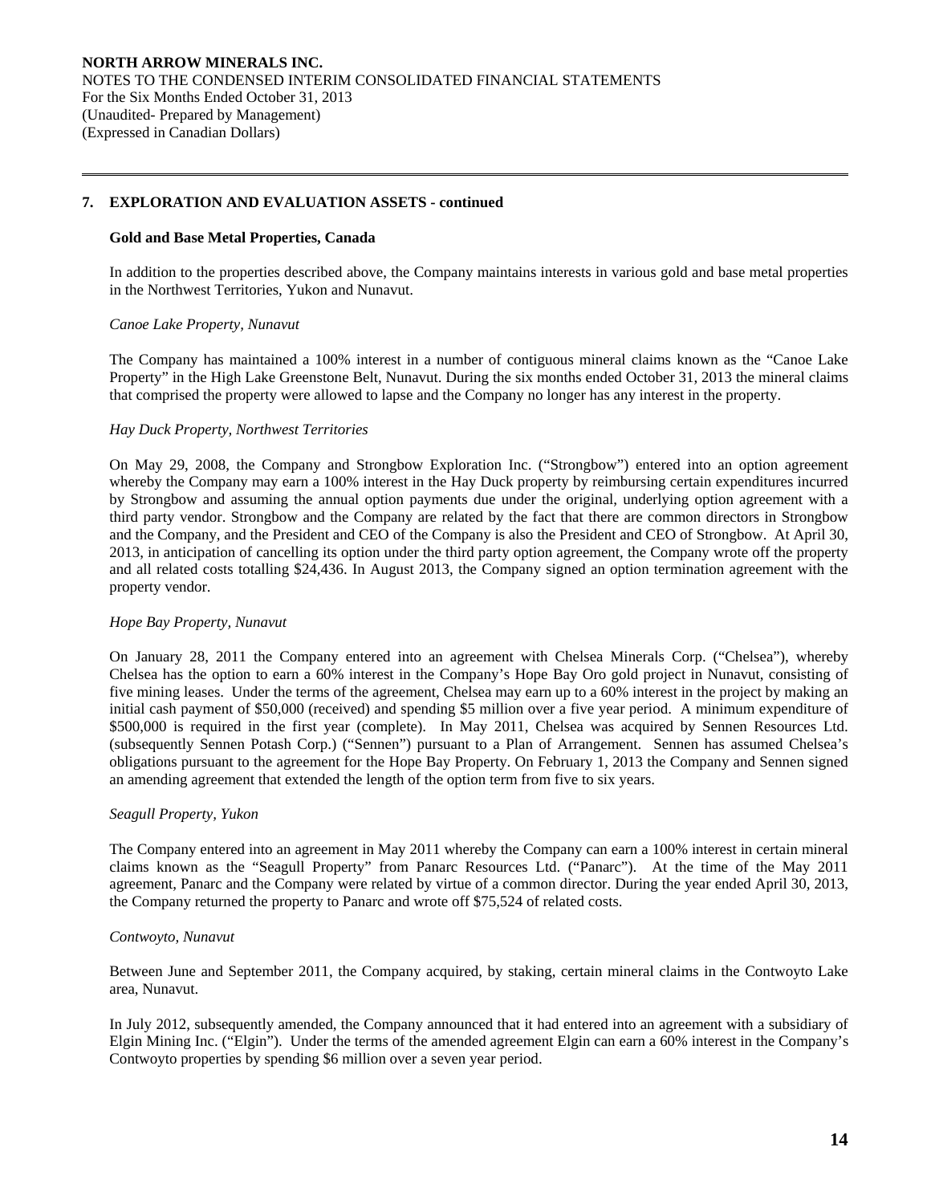## 7. EXPLORATION AND EVALUATION ASSETS - continued

### Gold and Base Metal Properties, Canada

In addition to the properties described above, the Company maintains interests in various gold and base metal properties in the Northwest Territories, Yukon and Nunavut.

*Canoe Lake Property, Nunavut*

The Company has maintained a 100% interest in a number of contiguous mineral claims known as the "Canoe Lake Property" in the High Lake Greenstone Belt, Nunavut. During the six months ended October 31, 2013 the mineral claims that comprised the property were allowed to lapse and the Company no longer has any interest in the property.

*Hay Duck Property, Northwest Territories*

On May 29, 2008, the Company and Strongbow Exploration Inc. ("Strongbow") entered into an option agreement whereby the Company may earn a 100% interest in the Hay Duck property by reimbursing certain expenditures incurred by Strongbow and assuming the annual option payments due under the original, underlying option agreement with a third party vendor. Strongbow and the Company are related by the fact that there are common directors in Strongbow and the Company, and the President and CEO of the Company is also the President and CEO of Strongbow. At April 30, 2013, in anticipation of cancelling its option under the third party option agreement, the Company wrote off the property and all related costs totalling $24,436. In August 2013, the Company signed an option termination agreement with the property vendor.

*Hope Bay Property, Nunavut*

On January 28, 2011 the Company entered into an agreement with Chelsea Minerals Corp. ("Chelsea"), whereby Chelsea has the option to earn a 60% interest in the Company's Hope Bay Oro gold project in Nunavut, consisting of five mining leases. Under the terms of the agreement, Chelsea may earn up to a 60% interest in the project by making an initial cash payment of $50,000 (received) and spending $5 million over a five year period. A minimum expenditure of $500,000 is required in the first year (complete). In May 2011, Chelsea was acquired by Sennen Resources Ltd. (subsequently Sennen Potash Corp.) ("Sennen") pursuant to a Plan of Arrangement. Sennen has assumed Chelsea's obligations pursuant to the agreement for the Hope Bay Property. On February 1, 2013 the Company and Sennen signed an amending agreement that extended the length of the option term from five to six years.

*Seagull Property, Yukon*

The Company entered into an agreement in May 2011 whereby the Company can earn a 100% interest in certain mineral claims known as the "Seagull Property" from Panarc Resources Ltd. ("Panarc"). At the time of the May 2011 agreement, Panarc and the Company were related by virtue of a common director. During the year ended April 30, 2013, the Company returned the property to Panarc and wrote off $75,524 of related costs.

*Contwoyto, Nunavut*

Between June and September 2011, the Company acquired, by staking, certain mineral claims in the Contwoyto Lake area, Nunavut.

In July 2012, subsequently amended, the Company announced that it had entered into an agreement with a subsidiary of Elgin Mining Inc. ("Elgin"). Under the terms of the amended agreement Elgin can earn a 60% interest in the Company's Contwoyto properties by spending $6 million over a seven year period.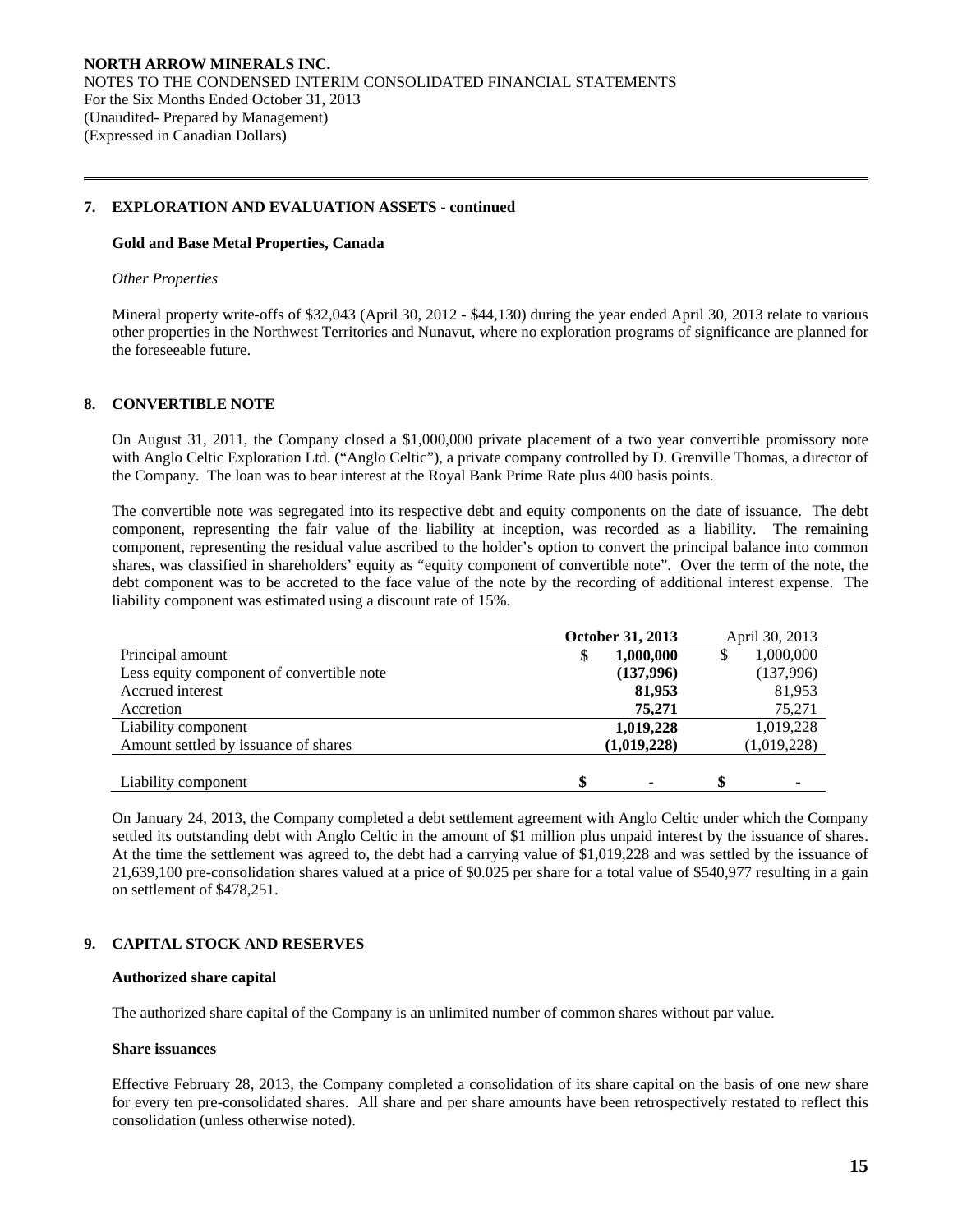## 7. EXPLORATION AND EVALUATION ASSETS - continued

**Gold and Base Metal Properties, Canada**

*Other Properties*

Mineral property write-offs of $32,043 (April 30, 2012 - $44,130) during the year ended April 30, 2013 relate to various other properties in the Northwest Territories and Nunavut, where no exploration programs of significance are planned for the foreseeable future.

## 8. CONVERTIBLE NOTE

On August 31, 2011, the Company closed a $1,000,000 private placement of a two year convertible promissory note with Anglo Celtic Exploration Ltd. ("Anglo Celtic"), a private company controlled by D. Grenville Thomas, a director of the Company. The loan was to bear interest at the Royal Bank Prime Rate plus 400 basis points.

The convertible note was segregated into its respective debt and equity components on the date of issuance. The debt component, representing the fair value of the liability at inception, was recorded as a liability. The remaining component, representing the residual value ascribed to the holder's option to convert the principal balance into common shares, was classified in shareholders' equity as "equity component of convertible note". Over the term of the note, the debt component was to be accreted to the face value of the note by the recording of additional interest expense. The liability component was estimated using a discount rate of 15%.

| | **October 31, 2013** | April 30, 2013 |
|---|---|---|
| Principal amount | **$ 1,000,000** | $ 1,000,000 |
| Less equity component of convertible note | **(137,996)** | (137,996) |
| Accrued interest | **81,953** | 81,953 |
| Accretion | **75,271** | 75,271 |
| Liability component | **1,019,228** | 1,019,228 |
| Amount settled by issuance of shares | **(1,019,228)** | (1,019,228) |
| Liability component | **$ -** | **$ -** |

On January 24, 2013, the Company completed a debt settlement agreement with Anglo Celtic under which the Company settled its outstanding debt with Anglo Celtic in the amount of $1 million plus unpaid interest by the issuance of shares. At the time the settlement was agreed to, the debt had a carrying value of $1,019,228 and was settled by the issuance of 21,639,100 pre-consolidation shares valued at a price of $0.025 per share for a total value of $540,977 resulting in a gain on settlement of $478,251.

## 9. CAPITAL STOCK AND RESERVES

**Authorized share capital**

The authorized share capital of the Company is an unlimited number of common shares without par value.

**Share issuances**

Effective February 28, 2013, the Company completed a consolidation of its share capital on the basis of one new share for every ten pre-consolidated shares. All share and per share amounts have been retrospectively restated to reflect this consolidation (unless otherwise noted).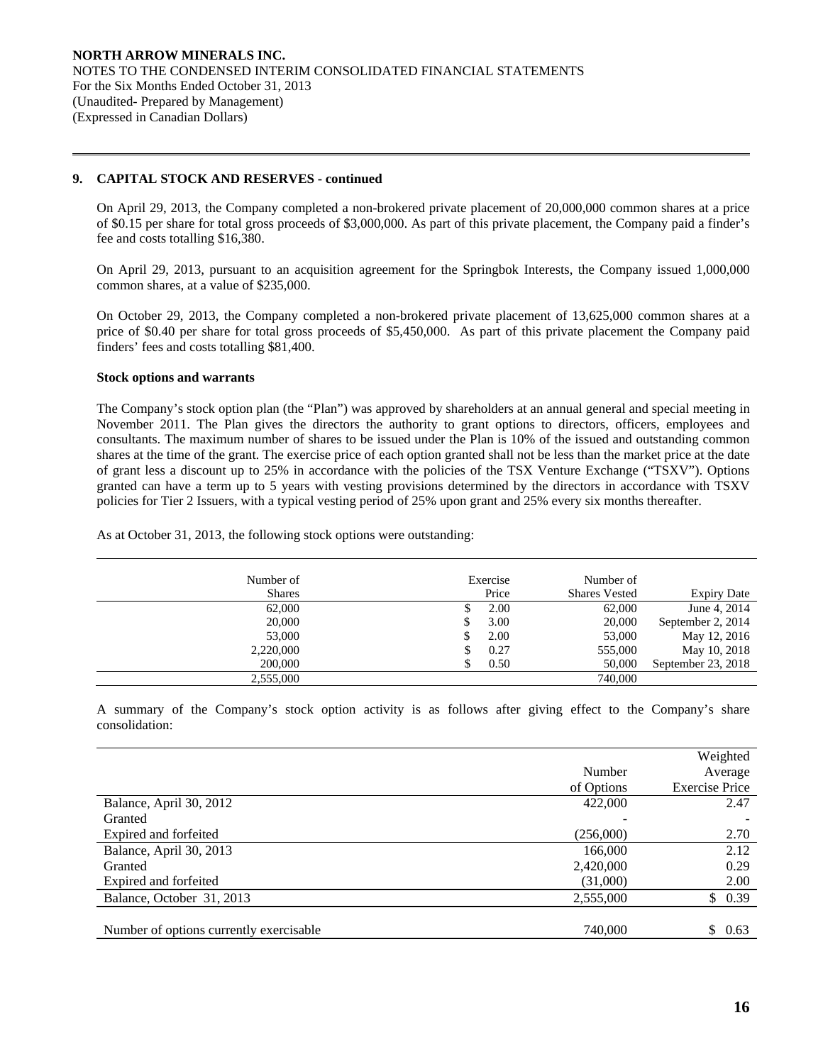## 9. CAPITAL STOCK AND RESERVES - continued

On April 29, 2013, the Company completed a non-brokered private placement of 20,000,000 common shares at a price of $0.15 per share for total gross proceeds of $3,000,000. As part of this private placement, the Company paid a finder's fee and costs totalling $16,380.

On April 29, 2013, pursuant to an acquisition agreement for the Springbok Interests, the Company issued 1,000,000 common shares, at a value of $235,000.

On October 29, 2013, the Company completed a non-brokered private placement of 13,625,000 common shares at a price of $0.40 per share for total gross proceeds of $5,450,000. As part of this private placement the Company paid finders' fees and costs totalling $81,400.

**Stock options and warrants**

The Company's stock option plan (the "Plan") was approved by shareholders at an annual general and special meeting in November 2011. The Plan gives the directors the authority to grant options to directors, officers, employees and consultants. The maximum number of shares to be issued under the Plan is 10% of the issued and outstanding common shares at the time of the grant. The exercise price of each option granted shall not be less than the market price at the date of grant less a discount up to 25% in accordance with the policies of the TSX Venture Exchange ("TSXV"). Options granted can have a term up to 5 years with vesting provisions determined by the directors in accordance with TSXV policies for Tier 2 Issuers, with a typical vesting period of 25% upon grant and 25% every six months thereafter.

As at October 31, 2013, the following stock options were outstanding:

| Number of Shares | Exercise Price | Number of Shares Vested | Expiry Date |
|---|---|---|---|
| 62,000 | $ 2.00 | 62,000 | June 4, 2014 |
| 20,000 | $ 3.00 | 20,000 | September 2, 2014 |
| 53,000 | $ 2.00 | 53,000 | May 12, 2016 |
| 2,220,000 | $ 0.27 | 555,000 | May 10, 2018 |
| 200,000 | $ 0.50 | 50,000 | September 23, 2018 |
| 2,555,000 | | 740,000 | |

A summary of the Company's stock option activity is as follows after giving effect to the Company's share consolidation:

| | Number of Options | Weighted Average Exercise Price |
|---|---|---|
| Balance, April 30, 2012 | 422,000 | 2.47 |
| Granted | - | - |
| Expired and forfeited | (256,000) | 2.70 |
| Balance, April 30, 2013 | 166,000 | 2.12 |
| Granted | 2,420,000 | 0.29 |
| Expired and forfeited | (31,000) | 2.00 |
| Balance, October 31, 2013 | 2,555,000 | $ 0.39 |
| | | |
| Number of options currently exercisable | 740,000 | $ 0.63 |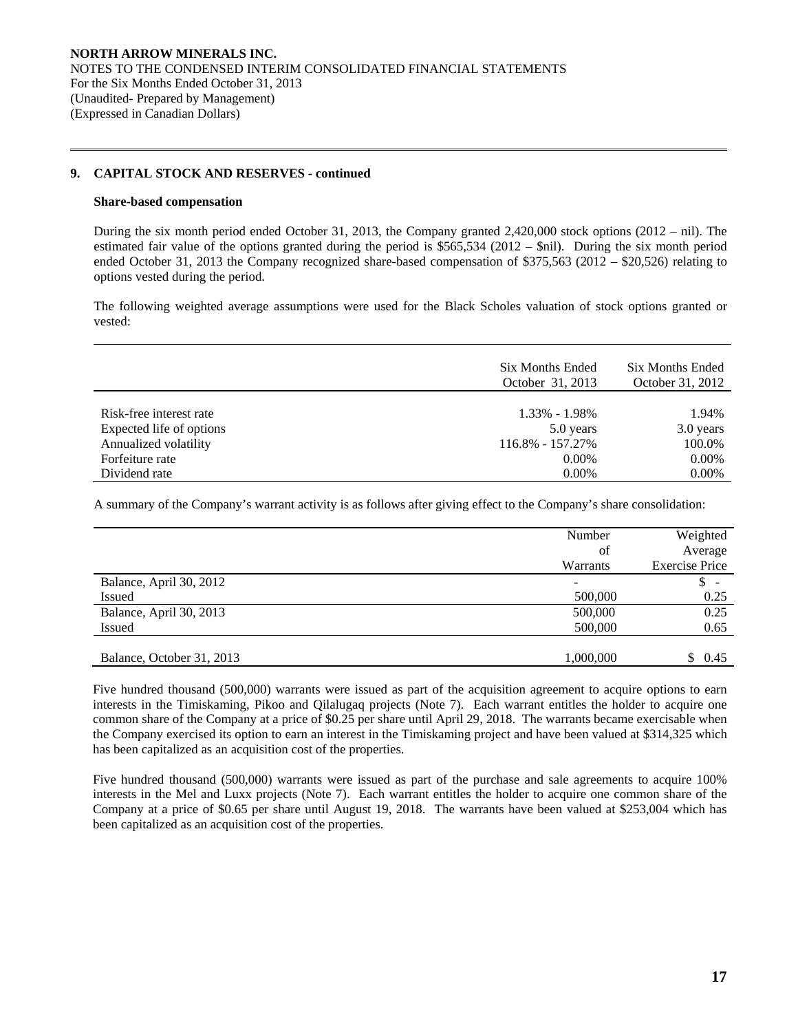## 9. CAPITAL STOCK AND RESERVES - continued

**Share-based compensation**

During the six month period ended October 31, 2013, the Company granted 2,420,000 stock options (2012 – nil). The estimated fair value of the options granted during the period is $565,534 (2012 – $nil). During the six month period ended October 31, 2013 the Company recognized share-based compensation of $375,563 (2012 – $20,526) relating to options vested during the period.

The following weighted average assumptions were used for the Black Scholes valuation of stock options granted or vested:

| | Six Months Ended October 31, 2013 | Six Months Ended October 31, 2012 |
|---|---|---|
| Risk-free interest rate | 1.33% - 1.98% | 1.94% |
| Expected life of options | 5.0 years | 3.0 years |
| Annualized volatility | 116.8% - 157.27% | 100.0% |
| Forfeiture rate | 0.00% | 0.00% |
| Dividend rate | 0.00% | 0.00% |

A summary of the Company's warrant activity is as follows after giving effect to the Company's share consolidation:

| | Number of Warrants | Weighted Average Exercise Price |
|---|---|---|
| Balance, April 30, 2012 | - | $ - |
| Issued | 500,000 | 0.25 |
| Balance, April 30, 2013 | 500,000 | 0.25 |
| Issued | 500,000 | 0.65 |
| Balance, October 31, 2013 | 1,000,000 | $ 0.45 |

Five hundred thousand (500,000) warrants were issued as part of the acquisition agreement to acquire options to earn interests in the Timiskaming, Pikoo and Qilalugaq projects (Note 7). Each warrant entitles the holder to acquire one common share of the Company at a price of $0.25 per share until April 29, 2018. The warrants became exercisable when the Company exercised its option to earn an interest in the Timiskaming project and have been valued at $314,325 which has been capitalized as an acquisition cost of the properties.

Five hundred thousand (500,000) warrants were issued as part of the purchase and sale agreements to acquire 100% interests in the Mel and Luxx projects (Note 7). Each warrant entitles the holder to acquire one common share of the Company at a price of $0.65 per share until August 19, 2018. The warrants have been valued at $253,004 which has been capitalized as an acquisition cost of the properties.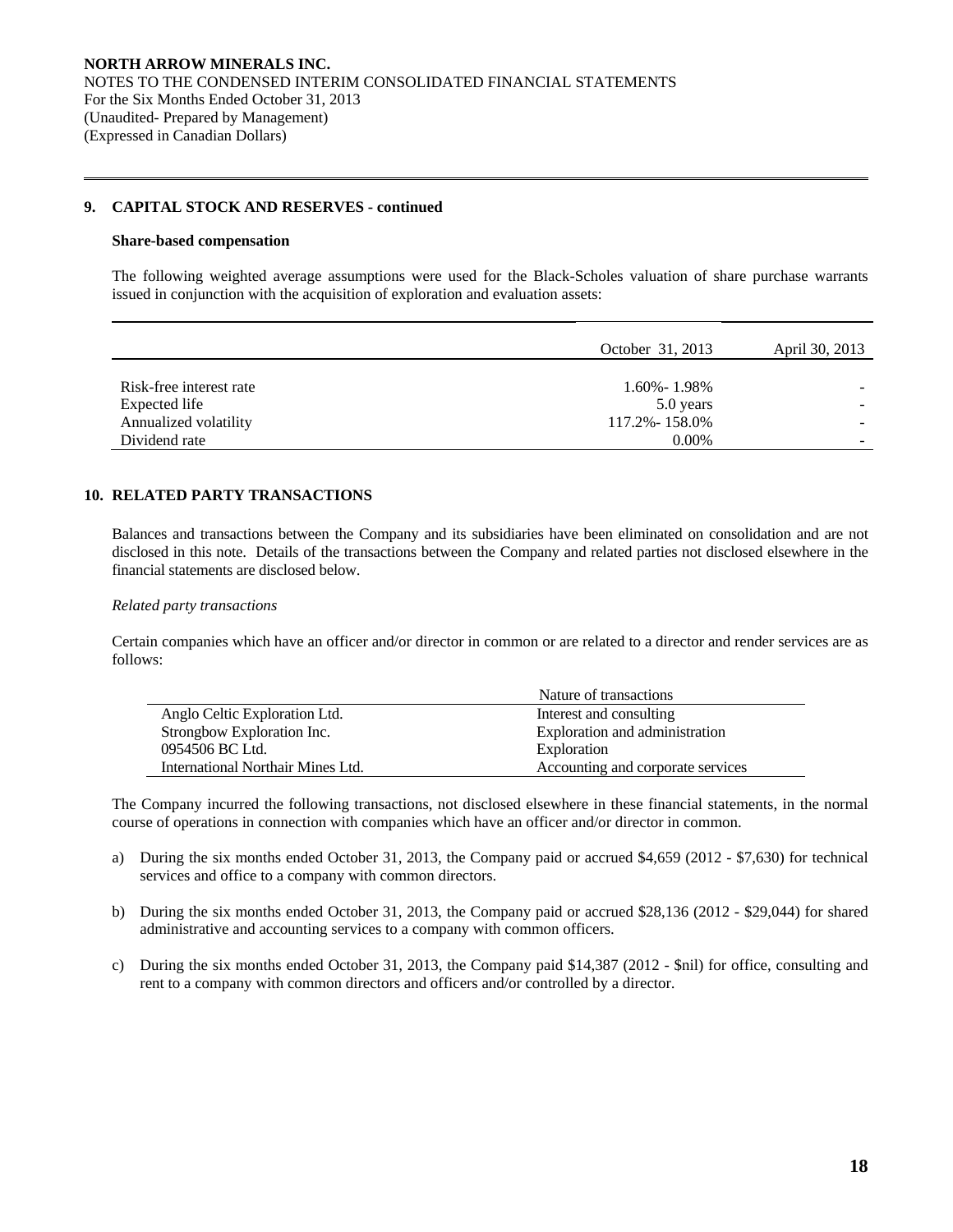## 9. CAPITAL STOCK AND RESERVES - continued

**Share-based compensation**

The following weighted average assumptions were used for the Black-Scholes valuation of share purchase warrants issued in conjunction with the acquisition of exploration and evaluation assets:

| | October 31, 2013 | April 30, 2013 |
|---|---|---|
| Risk-free interest rate | 1.60%- 1.98% | - |
| Expected life | 5.0 years | - |
| Annualized volatility | 117.2%- 158.0% | - |
| Dividend rate | 0.00% | - |

## 10. RELATED PARTY TRANSACTIONS

Balances and transactions between the Company and its subsidiaries have been eliminated on consolidation and are not disclosed in this note. Details of the transactions between the Company and related parties not disclosed elsewhere in the financial statements are disclosed below.

*Related party transactions*

Certain companies which have an officer and/or director in common or are related to a director and render services are as follows:

| | Nature of transactions |
|---|---|
| Anglo Celtic Exploration Ltd. | Interest and consulting |
| Strongbow Exploration Inc. | Exploration and administration |
| 0954506 BC Ltd. | Exploration |
| International Northair Mines Ltd. | Accounting and corporate services |

The Company incurred the following transactions, not disclosed elsewhere in these financial statements, in the normal course of operations in connection with companies which have an officer and/or director in common.

a) During the six months ended October 31, 2013, the Company paid or accrued $4,659 (2012 - $7,630) for technical services and office to a company with common directors.

b) During the six months ended October 31, 2013, the Company paid or accrued $28,136 (2012 - $29,044) for shared administrative and accounting services to a company with common officers.

c) During the six months ended October 31, 2013, the Company paid $14,387 (2012 - $nil) for office, consulting and rent to a company with common directors and officers and/or controlled by a director.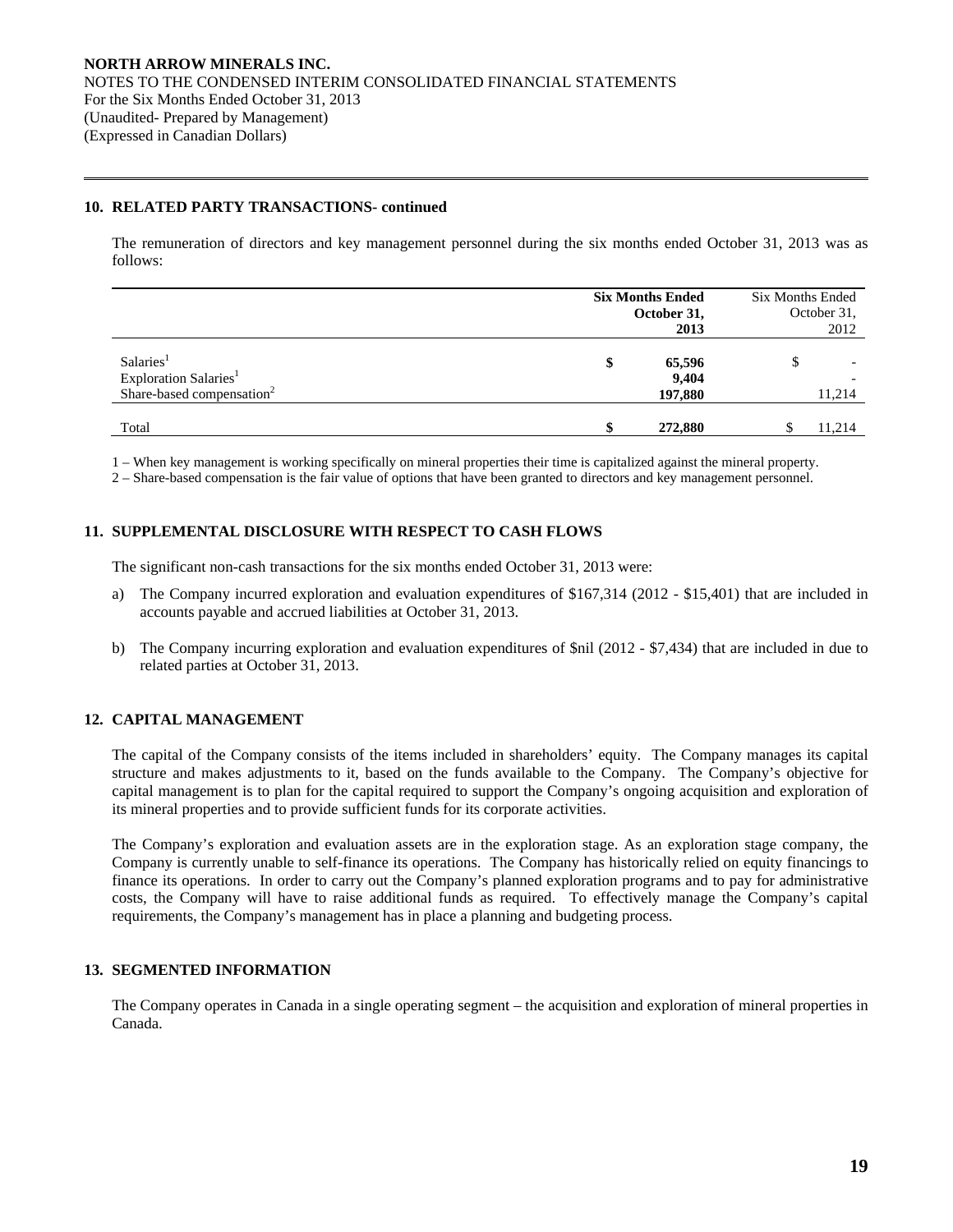**NORTH ARROW MINERALS INC.**
NOTES TO THE CONDENSED INTERIM CONSOLIDATED FINANCIAL STATEMENTS
For the Six Months Ended October 31, 2013
(Unaudited- Prepared by Management)
(Expressed in Canadian Dollars)

## 10. RELATED PARTY TRANSACTIONS- continued

The remuneration of directors and key management personnel during the six months ended October 31, 2013 was as follows:

| | **Six Months Ended October 31, 2013** | Six Months Ended October 31, 2012 |
|---|---|---|
| Salaries[1] | **$ 65,596** | $ - |
| Exploration Salaries[1] | **9,404** | - |
| Share-based compensation[2] | **197,880** | 11,214 |
| Total | **$ 272,880** | $ 11,214 |

1 – When key management is working specifically on mineral properties their time is capitalized against the mineral property.
2 – Share-based compensation is the fair value of options that have been granted to directors and key management personnel.

## 11. SUPPLEMENTAL DISCLOSURE WITH RESPECT TO CASH FLOWS

The significant non-cash transactions for the six months ended October 31, 2013 were:

a) The Company incurred exploration and evaluation expenditures of $167,314 (2012 - $15,401) that are included in accounts payable and accrued liabilities at October 31, 2013.

b) The Company incurring exploration and evaluation expenditures of $nil (2012 - $7,434) that are included in due to related parties at October 31, 2013.

## 12. CAPITAL MANAGEMENT

The capital of the Company consists of the items included in shareholders' equity. The Company manages its capital structure and makes adjustments to it, based on the funds available to the Company. The Company's objective for capital management is to plan for the capital required to support the Company's ongoing acquisition and exploration of its mineral properties and to provide sufficient funds for its corporate activities.

The Company's exploration and evaluation assets are in the exploration stage. As an exploration stage company, the Company is currently unable to self-finance its operations. The Company has historically relied on equity financings to finance its operations. In order to carry out the Company's planned exploration programs and to pay for administrative costs, the Company will have to raise additional funds as required. To effectively manage the Company's capital requirements, the Company's management has in place a planning and budgeting process.

## 13. SEGMENTED INFORMATION

The Company operates in Canada in a single operating segment – the acquisition and exploration of mineral properties in Canada.